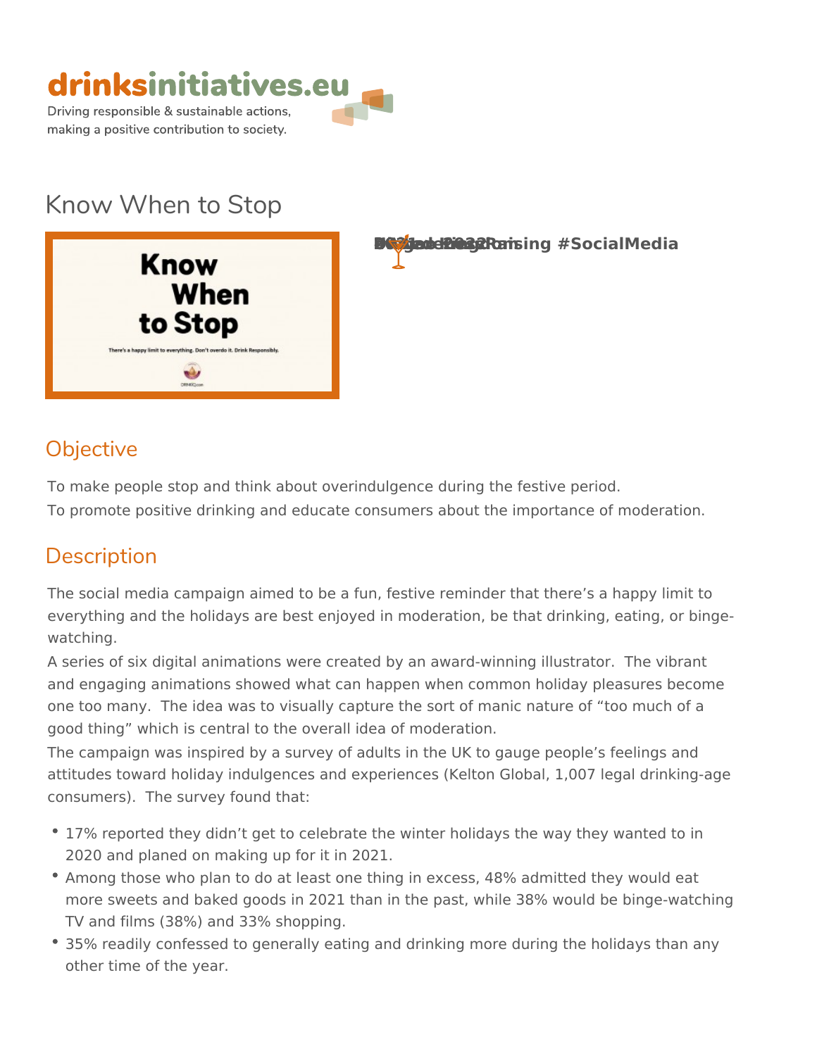# Know When to Stop

#SocialMedia

## Objective

To make people stop and think about overindulgence during the festive period.
To promote positive drinking and educate consumers about the importance of moderation.

## Description

The social media campaign aimed to be a fun, festive reminder that there's a happy limit to everything and the holidays are best enjoyed in moderation, be that drinking, eating, or binge-watching.
A series of six digital animations were created by an award-winning illustrator. The vibrant and engaging animations showed what can happen when common holiday pleasures become one too many. The idea was to visually capture the sort of manic nature of "too much of a good thing" which is central to the overall idea of moderation.
The campaign was inspired by a survey of adults in the UK to gauge people's feelings and attitudes toward holiday indulgences and experiences (Kelton Global, 1,007 legal drinking-age consumers). The survey found that:

- 17% reported they didn't get to celebrate the winter holidays the way they wanted to in 2020 and planed on making up for it in 2021.
- Among those who plan to do at least one thing in excess, 48% admitted they would eat more sweets and baked goods in 2021 than in the past, while 38% would be binge-watching TV and films (38%) and 33% shopping.
- 35% readily confessed to generally eating and drinking more during the holidays than any other time of the year.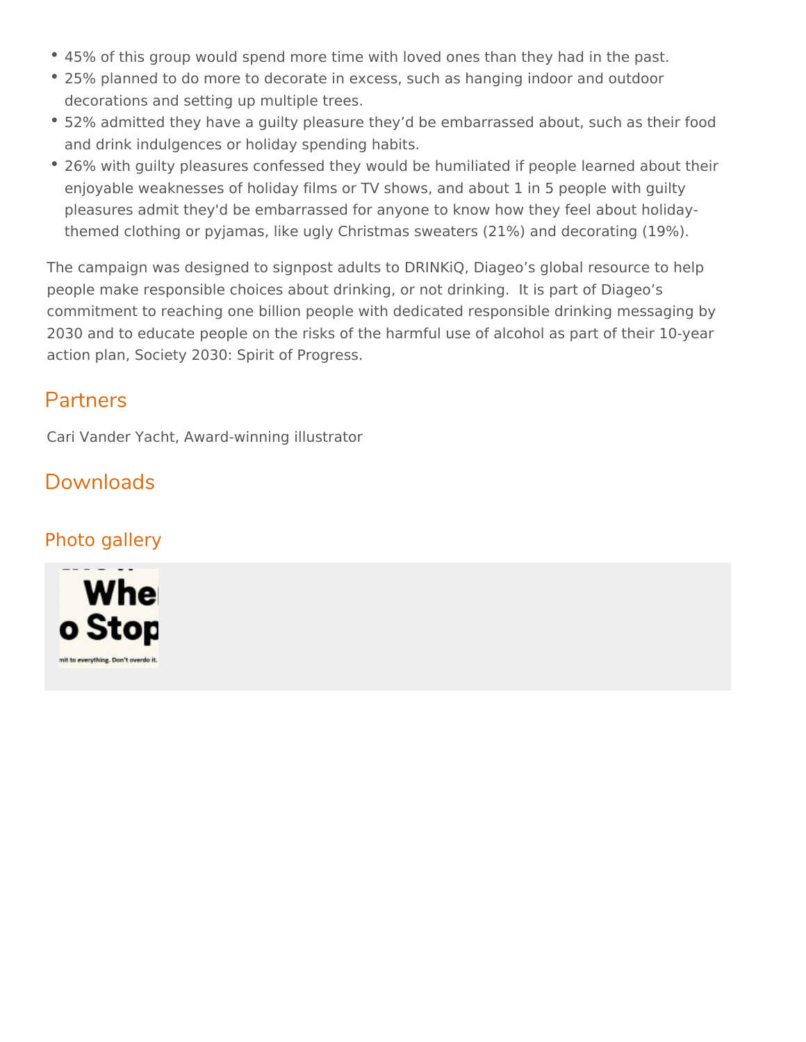- 45% of this group would spend more time with loved ones than they had in the past.
- 25% planned to do more to decorate in excess, such as hanging indoor and outdoor decorations and setting up multiple trees.
- 52% admitted they have a guilty pleasure they'd be embarrassed about, such as their food and drink indulgences or holiday spending habits.
- 26% with guilty pleasures confessed they would be humiliated if people learned about their enjoyable weaknesses of holiday films or TV shows, and about 1 in 5 people with guilty pleasures admit they'd be embarrassed for anyone to know how they feel about holiday-themed clothing or pyjamas, like ugly Christmas sweaters (21%) and decorating (19%).

The campaign was designed to signpost adults to DRINKiQ, Diageo's global resource to help people make responsible choices about drinking, or not drinking. It is part of Diageo's commitment to reaching one billion people with dedicated responsible drinking messaging by 2030 and to educate people on the risks of the harmful use of alcohol as part of their 10-year action plan, Society 2030: Spirit of Progress.

## Partners

Cari Vander Yacht, Award-winning illustrator

## Downloads

### Photo gallery